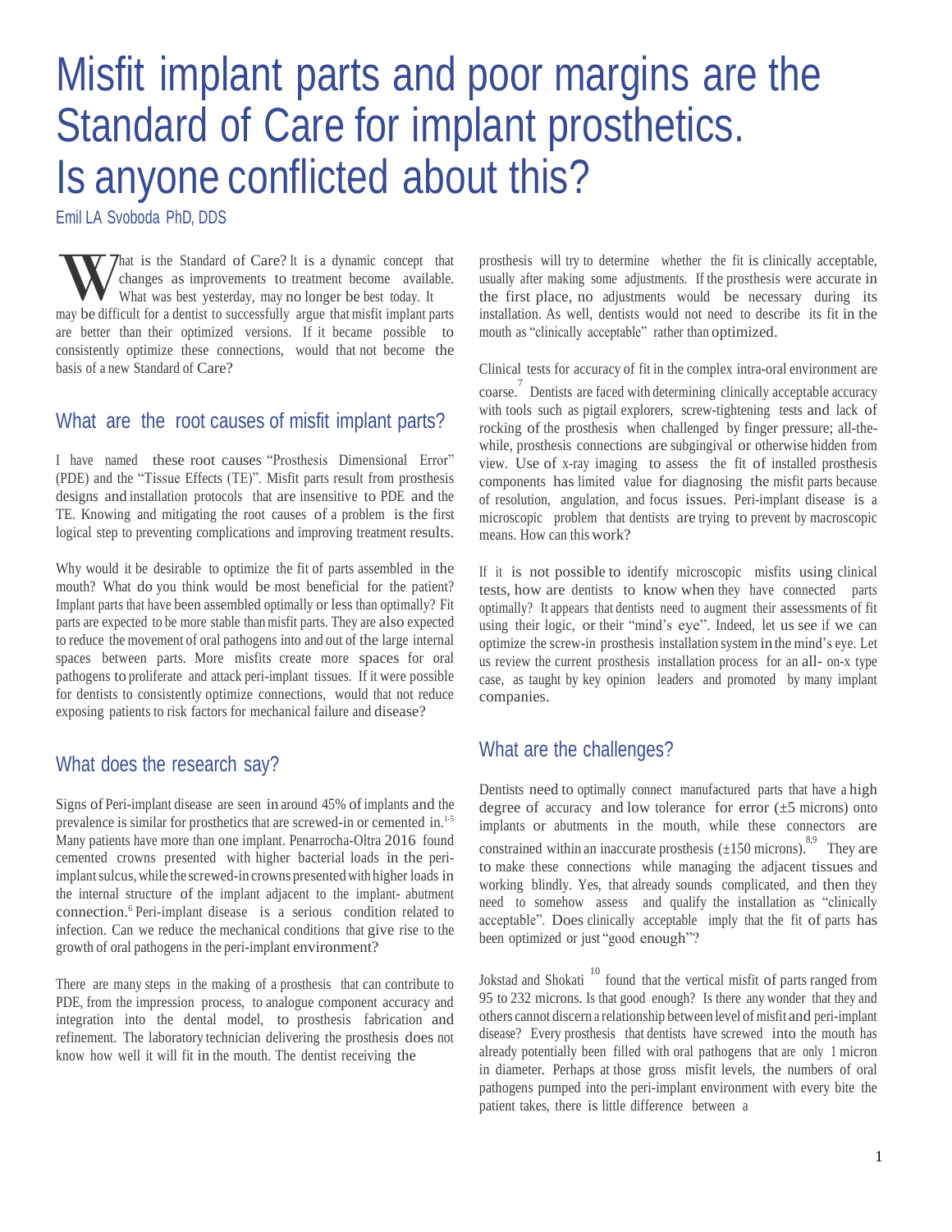# Misfit implant parts and poor margins are the Standard of Care for implant prosthetics. Is anyone conflicted about this?

Emil LA Svoboda PhD, DDS

What is the Standard of Care? It is a dynamic concept that changes as improvements to treatment become available. What was best yesterday, may no longer be best today. It may be difficult for a dentist to successfully argue that misfit implant parts are better than their optimized versions. If it became possible to consistently optimize these connections, would that not become the basis of a new Standard of Care?

## What are the root causes of misfit implant parts?

I have named these root causes "Prosthesis Dimensional Error" (PDE) and the "Tissue Effects (TE)". Misfit parts result from prosthesis designs and installation protocols that are insensitive to PDE and the TE. Knowing and mitigating the root causes of a problem is the first logical step to preventing complications and improving treatment results.

Why would it be desirable to optimize the fit of parts assembled in the mouth? What do you think would be most beneficial for the patient? Implant parts that have been assembled optimally or less than optimally? Fit parts are expected to be more stable than misfit parts. They are also expected to reduce the movement of oral pathogens into and out of the large internal spaces between parts. More misfits create more spaces for oral pathogens to proliferate and attack peri-implant tissues. If it were possible for dentists to consistently optimize connections, would that not reduce exposing patients to risk factors for mechanical failure and disease?

## What does the research say?

Signs of Peri-implant disease are seen in around 45% of implants and the prevalence is similar for prosthetics that are screwed-in or cemented in.[1-5] Many patients have more than one implant. Penarrocha-Oltra 2016 found cemented crowns presented with higher bacterial loads in the peri-implant sulcus, while the screwed-in crowns presented with higher loads in the internal structure of the implant adjacent to the implant- abutment connection.[6] Peri-implant disease is a serious condition related to infection. Can we reduce the mechanical conditions that give rise to the growth of oral pathogens in the peri-implant environment?

There are many steps in the making of a prosthesis that can contribute to PDE, from the impression process, to analogue component accuracy and integration into the dental model, to prosthesis fabrication and refinement. The laboratory technician delivering the prosthesis does not know how well it will fit in the mouth. The dentist receiving the prosthesis will try to determine whether the fit is clinically acceptable, usually after making some adjustments. If the prosthesis were accurate in the first place, no adjustments would be necessary during its installation. As well, dentists would not need to describe its fit in the mouth as "clinically acceptable" rather than optimized.

Clinical tests for accuracy of fit in the complex intra-oral environment are coarse.[7] Dentists are faced with determining clinically acceptable accuracy with tools such as pigtail explorers, screw-tightening tests and lack of rocking of the prosthesis when challenged by finger pressure; all-the-while, prosthesis connections are subgingival or otherwise hidden from view. Use of x-ray imaging to assess the fit of installed prosthesis components has limited value for diagnosing the misfit parts because of resolution, angulation, and focus issues. Peri-implant disease is a microscopic problem that dentists are trying to prevent by macroscopic means. How can this work?

If it is not possible to identify microscopic misfits using clinical tests, how are dentists to know when they have connected parts optimally? It appears that dentists need to augment their assessments of fit using their logic, or their "mind's eye". Indeed, let us see if we can optimize the screw-in prosthesis installation system in the mind's eye. Let us review the current prosthesis installation process for an all- on-x type case, as taught by key opinion leaders and promoted by many implant companies.

## What are the challenges?

Dentists need to optimally connect manufactured parts that have a high degree of accuracy and low tolerance for error (±5 microns) onto implants or abutments in the mouth, while these connectors are constrained within an inaccurate prosthesis (±150 microns).[8,9] They are to make these connections while managing the adjacent tissues and working blindly. Yes, that already sounds complicated, and then they need to somehow assess and qualify the installation as "clinically acceptable". Does clinically acceptable imply that the fit of parts has been optimized or just "good enough"?

Jokstad and Shokati [10] found that the vertical misfit of parts ranged from 95 to 232 microns. Is that good enough? Is there any wonder that they and others cannot discern a relationship between level of misfit and peri-implant disease? Every prosthesis that dentists have screwed into the mouth has already potentially been filled with oral pathogens that are only 1 micron in diameter. Perhaps at those gross misfit levels, the numbers of oral pathogens pumped into the peri-implant environment with every bite the patient takes, there is little difference between a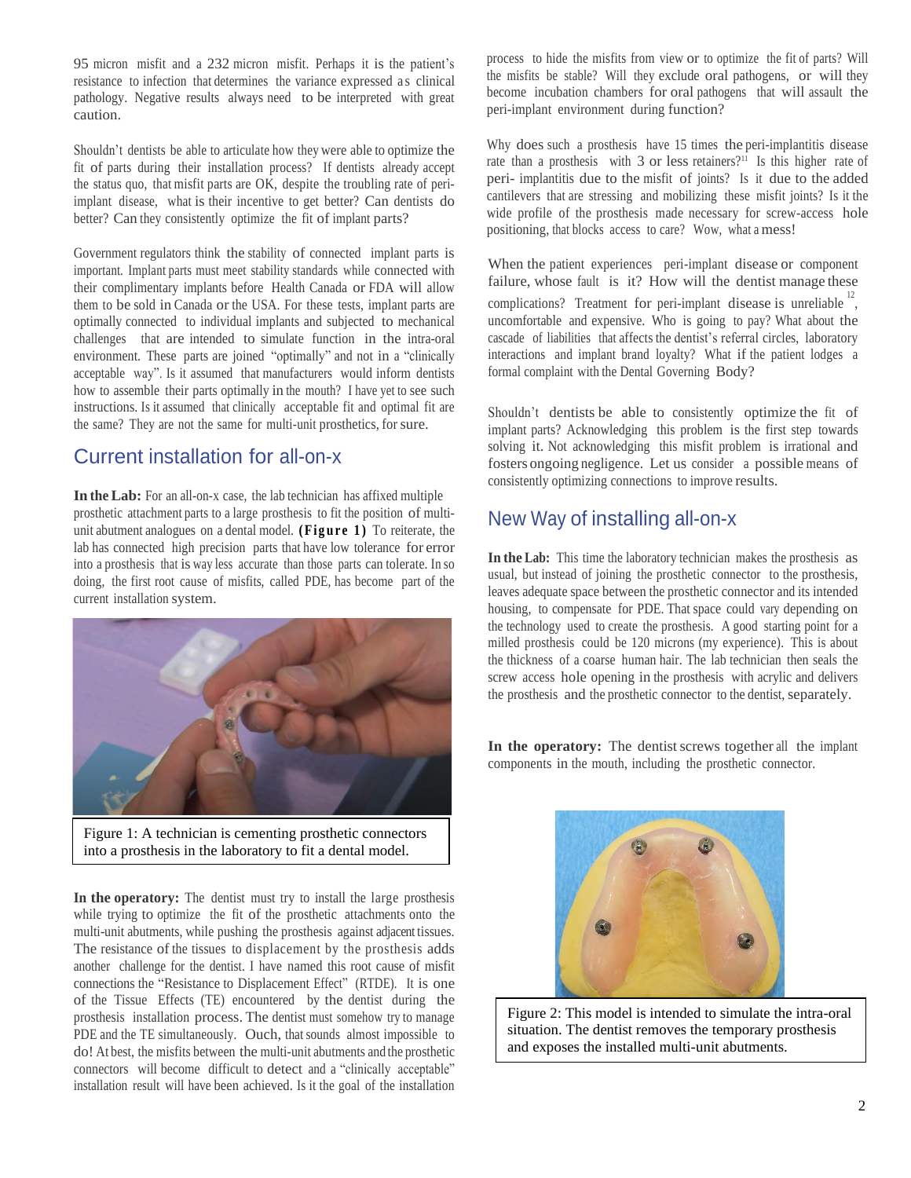95 micron misfit and a 232 micron misfit. Perhaps it is the patient's resistance to infection that determines the variance expressed as clinical pathology. Negative results always need to be interpreted with great caution.

Shouldn't dentists be able to articulate how they were able to optimize the fit of parts during their installation process? If dentists already accept the status quo, that misfit parts are OK, despite the troubling rate of peri-implant disease, what is their incentive to get better? Can dentists do better? Can they consistently optimize the fit of implant parts?

Government regulators think the stability of connected implant parts is important. Implant parts must meet stability standards while connected with their complimentary implants before Health Canada or FDA will allow them to be sold in Canada or the USA. For these tests, implant parts are optimally connected to individual implants and subjected to mechanical challenges that are intended to simulate function in the intra-oral environment. These parts are joined "optimally" and not in a "clinically acceptable way". Is it assumed that manufacturers would inform dentists how to assemble their parts optimally in the mouth? I have yet to see such instructions. Is it assumed that clinically acceptable fit and optimal fit are the same? They are not the same for multi-unit prosthetics, for sure.

## Current installation for all-on-x

**In the Lab:** For an all-on-x case, the lab technician has affixed multiple prosthetic attachment parts to a large prosthesis to fit the position of multi-unit abutment analogues on a dental model. **(Figure 1)** To reiterate, the lab has connected high precision parts that have low tolerance for error into a prosthesis that is way less accurate than those parts can tolerate. In so doing, the first root cause of misfits, called PDE, has become part of the current installation system.

Figure 1: A technician is cementing prosthetic connectors into a prosthesis in the laboratory to fit a dental model.

**In the operatory:** The dentist must try to install the large prosthesis while trying to optimize the fit of the prosthetic attachments onto the multi-unit abutments, while pushing the prosthesis against adjacent tissues. The resistance of the tissues to displacement by the prosthesis adds another challenge for the dentist. I have named this root cause of misfit connections the "Resistance to Displacement Effect" (RTDE). It is one of the Tissue Effects (TE) encountered by the dentist during the prosthesis installation process. The dentist must somehow try to manage PDE and the TE simultaneously. Ouch, that sounds almost impossible to do! At best, the misfits between the multi-unit abutments and the prosthetic connectors will become difficult to detect and a "clinically acceptable" installation result will have been achieved. Is it the goal of the installation process to hide the misfits from view or to optimize the fit of parts? Will the misfits be stable? Will they exclude oral pathogens, or will they become incubation chambers for oral pathogens that will assault the peri-implant environment during function?

Why does such a prosthesis have 15 times the peri-implantitis disease rate than a prosthesis with 3 or less retainers?[11] Is this higher rate of peri- implantitis due to the misfit of joints? Is it due to the added cantilevers that are stressing and mobilizing these misfit joints? Is it the wide profile of the prosthesis made necessary for screw-access hole positioning, that blocks access to care? Wow, what a mess!

When the patient experiences peri-implant disease or component failure, whose fault is it? How will the dentist manage these complications? Treatment for peri-implant disease is unreliable[12], uncomfortable and expensive. Who is going to pay? What about the cascade of liabilities that affects the dentist's referral circles, laboratory interactions and implant brand loyalty? What if the patient lodges a formal complaint with the Dental Governing Body?

Shouldn't dentists be able to consistently optimize the fit of implant parts? Acknowledging this problem is the first step towards solving it. Not acknowledging this misfit problem is irrational and fosters ongoing negligence. Let us consider a possible means of consistently optimizing connections to improve results.

## New Way of installing all-on-x

**In the Lab:** This time the laboratory technician makes the prosthesis as usual, but instead of joining the prosthetic connector to the prosthesis, leaves adequate space between the prosthetic connector and its intended housing, to compensate for PDE. That space could vary depending on the technology used to create the prosthesis. A good starting point for a milled prosthesis could be 120 microns (my experience). This is about the thickness of a coarse human hair. The lab technician then seals the screw access hole opening in the prosthesis with acrylic and delivers the prosthesis and the prosthetic connector to the dentist, separately.

**In the operatory:** The dentist screws together all the implant components in the mouth, including the prosthetic connector.

Figure 2: This model is intended to simulate the intra-oral situation. The dentist removes the temporary prosthesis and exposes the installed multi-unit abutments.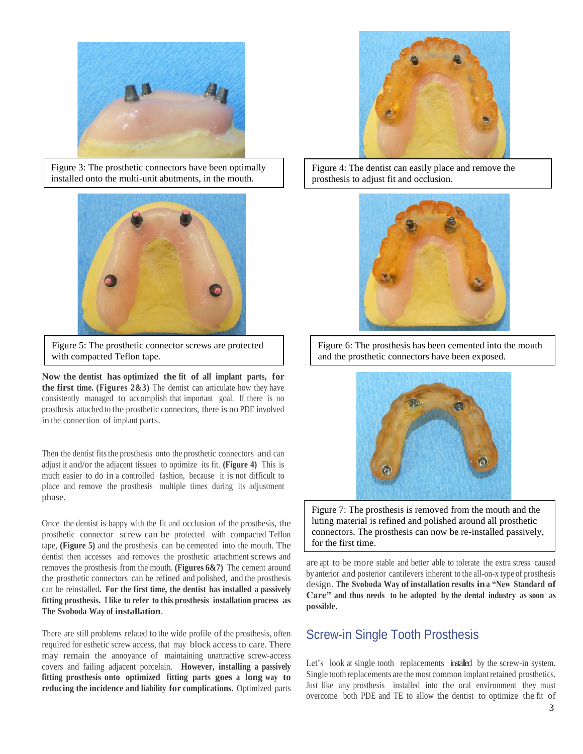Figure 3: The prosthetic connectors have been optimally installed onto the multi-unit abutments, in the mouth.

Figure 5: The prosthetic connector screws are protected with compacted Teflon tape.

**Now the dentist has optimized the fit of all implant parts, for the first time. (Figures 2&3)** The dentist can articulate how they have consistently managed to accomplish that important goal. If there is no prosthesis attached to the prosthetic connectors, there is no PDE involved in the connection of implant parts.

Then the dentist fits the prosthesis onto the prosthetic connectors and can adjust it and/or the adjacent tissues to optimize its fit. **(Figure 4)** This is much easier to do in a controlled fashion, because it is not difficult to place and remove the prosthesis multiple times during its adjustment phase.

Once the dentist is happy with the fit and occlusion of the prosthesis, the prosthetic connector screw can be protected with compacted Teflon tape, **(Figure 5)** and the prosthesis can be cemented into the mouth. The dentist then accesses and removes the prosthetic attachment screws and removes the prosthesis from the mouth. **(Figures 6&7)** The cement around the prosthetic connectors can be refined and polished, and the prosthesis can be reinstalled**. For the first time, the dentist has installed a passively fitting prosthesis. I like to refer to this prosthesis installation process as The Svoboda Way of installation**.

There are still problems related to the wide profile of the prosthesis, often required for esthetic screw access, that may block access to care. There may remain the annoyance of maintaining unattractive screw-access covers and failing adjacent porcelain. **However, installing a passively fitting prosthesis onto optimized fitting parts goes a long way to reducing the incidence and liability for complications.** Optimized parts

Figure 4: The dentist can easily place and remove the prosthesis to adjust fit and occlusion.

Figure 6: The prosthesis has been cemented into the mouth and the prosthetic connectors have been exposed.

Figure 7: The prosthesis is removed from the mouth and the luting material is refined and polished around all prosthetic connectors. The prosthesis can now be re-installed passively, for the first time.

are apt to be more stable and better able to tolerate the extra stress caused by anterior and posterior cantilevers inherent to the all-on-x type of prosthesis design. **The Svoboda Way of installation results in a "New Standard of Care" and thus needs to be adopted by the dental industry as soon as possible.**

## Screw-in Single Tooth Prosthesis

Let's look at single tooth replacements installed by the screw-in system. Single tooth replacements are the most common implant retained prosthetics. Just like any prosthesis installed into the oral environment they must overcome both PDE and TE to allow the dentist to optimize the fit of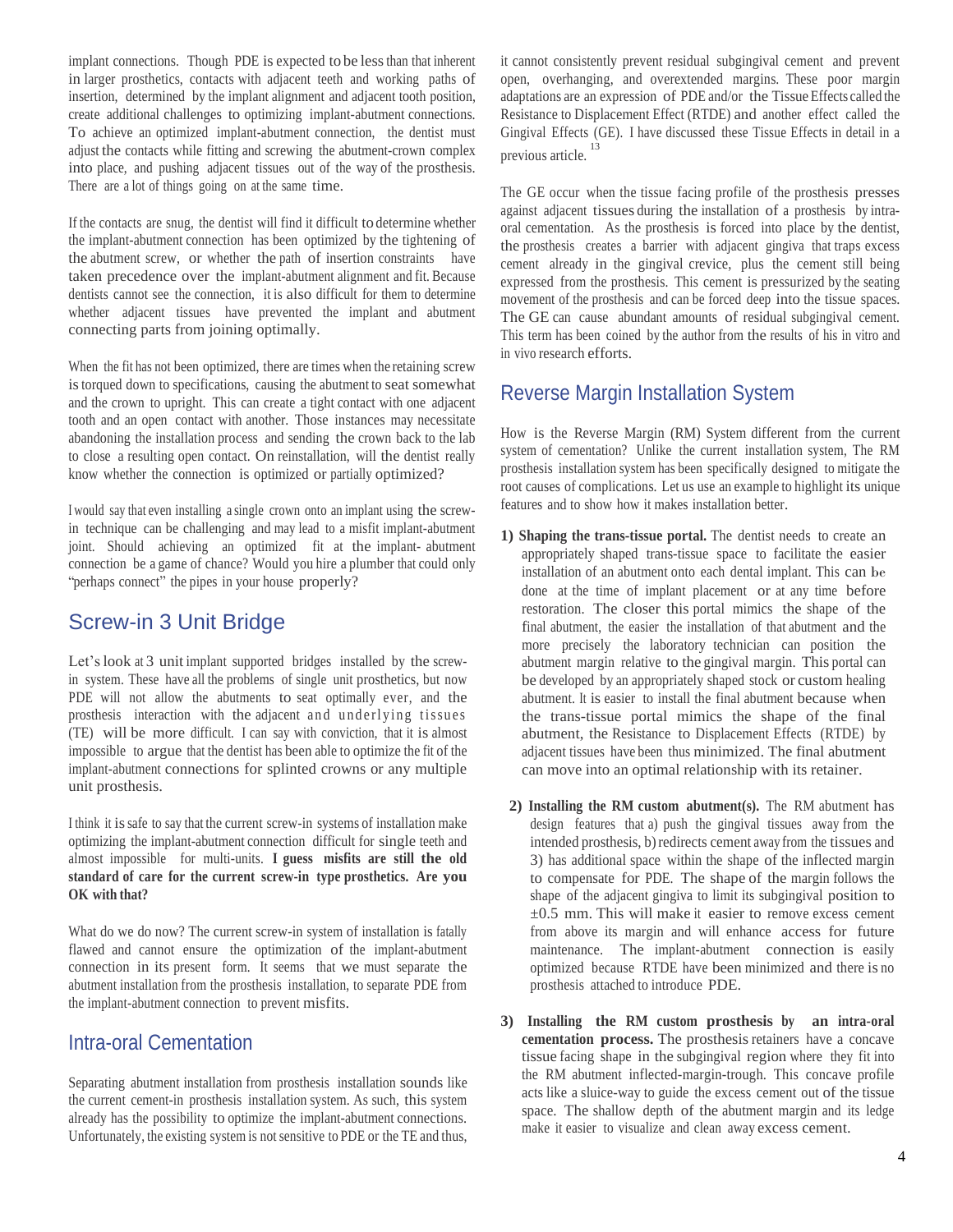implant connections. Though PDE is expected to be less than that inherent in larger prosthetics, contacts with adjacent teeth and working paths of insertion, determined by the implant alignment and adjacent tooth position, create additional challenges to optimizing implant-abutment connections. To achieve an optimized implant-abutment connection, the dentist must adjust the contacts while fitting and screwing the abutment-crown complex into place, and pushing adjacent tissues out of the way of the prosthesis. There are a lot of things going on at the same time.

If the contacts are snug, the dentist will find it difficult to determine whether the implant-abutment connection has been optimized by the tightening of the abutment screw, or whether the path of insertion constraints have taken precedence over the implant-abutment alignment and fit. Because dentists cannot see the connection, it is also difficult for them to determine whether adjacent tissues have prevented the implant and abutment connecting parts from joining optimally.

When the fit has not been optimized, there are times when the retaining screw is torqued down to specifications, causing the abutment to seat somewhat and the crown to upright. This can create a tight contact with one adjacent tooth and an open contact with another. Those instances may necessitate abandoning the installation process and sending the crown back to the lab to close a resulting open contact. On reinstallation, will the dentist really know whether the connection is optimized or partially optimized?

I would say that even installing a single crown onto an implant using the screw-in technique can be challenging and may lead to a misfit implant-abutment joint. Should achieving an optimized fit at the implant- abutment connection be a game of chance? Would you hire a plumber that could only "perhaps connect" the pipes in your house properly?

## Screw-in 3 Unit Bridge

Let's look at 3 unit implant supported bridges installed by the screw-in system. These have all the problems of single unit prosthetics, but now PDE will not allow the abutments to seat optimally ever, and the prosthesis interaction with the adjacent and underlying tissues (TE) will be more difficult. I can say with conviction, that it is almost impossible to argue that the dentist has been able to optimize the fit of the implant-abutment connections for splinted crowns or any multiple unit prosthesis.

I think it is safe to say that the current screw-in systems of installation make optimizing the implant-abutment connection difficult for single teeth and almost impossible for multi-units. **I guess misfits are still the old standard of care for the current screw-in type prosthetics. Are you OK with that?**

What do we do now? The current screw-in system of installation is fatally flawed and cannot ensure the optimization of the implant-abutment connection in its present form. It seems that we must separate the abutment installation from the prosthesis installation, to separate PDE from the implant-abutment connection to prevent misfits.

## Intra-oral Cementation

Separating abutment installation from prosthesis installation sounds like the current cement-in prosthesis installation system. As such, this system already has the possibility to optimize the implant-abutment connections. Unfortunately, the existing system is not sensitive to PDE or the TE and thus, it cannot consistently prevent residual subgingival cement and prevent open, overhanging, and overextended margins. These poor margin adaptations are an expression of PDE and/or the Tissue Effects called the Resistance to Displacement Effect (RTDE) and another effect called the Gingival Effects (GE). I have discussed these Tissue Effects in detail in a previous article.[13]

The GE occur when the tissue facing profile of the prosthesis presses against adjacent tissues during the installation of a prosthesis by intra-oral cementation. As the prosthesis is forced into place by the dentist, the prosthesis creates a barrier with adjacent gingiva that traps excess cement already in the gingival crevice, plus the cement still being expressed from the prosthesis. This cement is pressurized by the seating movement of the prosthesis and can be forced deep into the tissue spaces. The GE can cause abundant amounts of residual subgingival cement. This term has been coined by the author from the results of his in vitro and in vivo research efforts.

## Reverse Margin Installation System

How is the Reverse Margin (RM) System different from the current system of cementation? Unlike the current installation system, The RM prosthesis installation system has been specifically designed to mitigate the root causes of complications. Let us use an example to highlight its unique features and to show how it makes installation better.

1) **Shaping the trans-tissue portal.** The dentist needs to create an appropriately shaped trans-tissue space to facilitate the easier installation of an abutment onto each dental implant. This can be done at the time of implant placement or at any time before restoration. The closer this portal mimics the shape of the final abutment, the easier the installation of that abutment and the more precisely the laboratory technician can position the abutment margin relative to the gingival margin. This portal can be developed by an appropriately shaped stock or custom healing abutment. It is easier to install the final abutment because when the trans-tissue portal mimics the shape of the final abutment, the Resistance to Displacement Effects (RTDE) by adjacent tissues have been thus minimized. The final abutment can move into an optimal relationship with its retainer.

2) **Installing the RM custom abutment(s).** The RM abutment has design features that a) push the gingival tissues away from the intended prosthesis, b) redirects cement away from the tissues and 3) has additional space within the shape of the inflected margin to compensate for PDE. The shape of the margin follows the shape of the adjacent gingiva to limit its subgingival position to ±0.5 mm. This will make it easier to remove excess cement from above its margin and will enhance access for future maintenance. The implant-abutment connection is easily optimized because RTDE have been minimized and there is no prosthesis attached to introduce PDE.

3) **Installing the RM custom prosthesis by an intra-oral cementation process.** The prosthesis retainers have a concave tissue facing shape in the subgingival region where they fit into the RM abutment inflected-margin-trough. This concave profile acts like a sluice-way to guide the excess cement out of the tissue space. The shallow depth of the abutment margin and its ledge make it easier to visualize and clean away excess cement.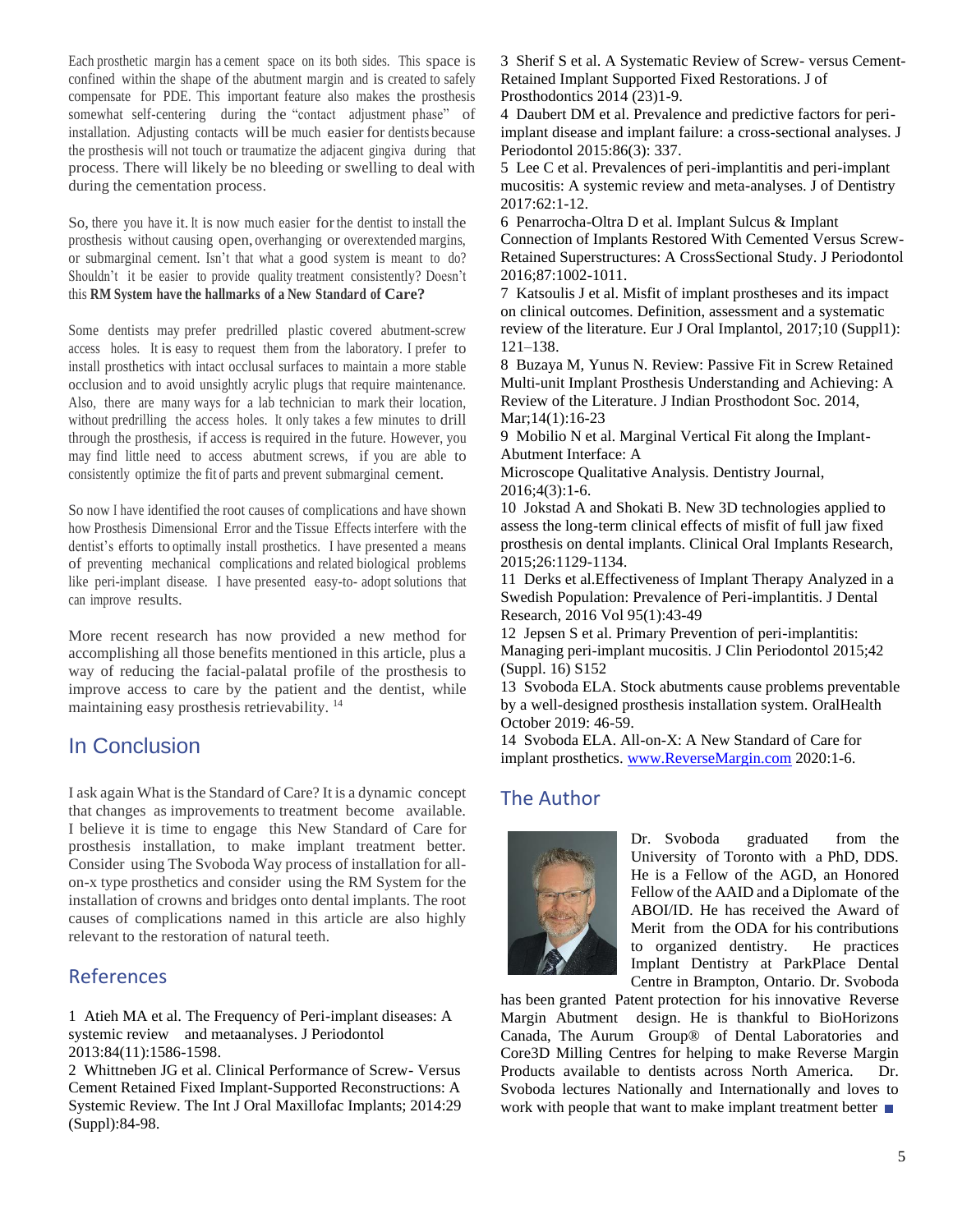Each prosthetic margin has a cement space on its both sides. This space is confined within the shape of the abutment margin and is created to safely compensate for PDE. This important feature also makes the prosthesis somewhat self-centering during the "contact adjustment phase" of installation. Adjusting contacts will be much easier for dentists because the prosthesis will not touch or traumatize the adjacent gingiva during that process. There will likely be no bleeding or swelling to deal with during the cementation process.

So, there you have it. It is now much easier for the dentist to install the prosthesis without causing open, overhanging or overextended margins, or submarginal cement. Isn't that what a good system is meant to do? Shouldn't it be easier to provide quality treatment consistently? Doesn't this **RM System have the hallmarks of a New Standard of Care?**

Some dentists may prefer predrilled plastic covered abutment-screw access holes. It is easy to request them from the laboratory. I prefer to install prosthetics with intact occlusal surfaces to maintain a more stable occlusion and to avoid unsightly acrylic plugs that require maintenance. Also, there are many ways for a lab technician to mark their location, without predrilling the access holes. It only takes a few minutes to drill through the prosthesis, if access is required in the future. However, you may find little need to access abutment screws, if you are able to consistently optimize the fit of parts and prevent submarginal cement.

So now I have identified the root causes of complications and have shown how Prosthesis Dimensional Error and the Tissue Effects interfere with the dentist's efforts to optimally install prosthetics. I have presented a means of preventing mechanical complications and related biological problems like peri-implant disease. I have presented easy-to- adopt solutions that can improve results.

More recent research has now provided a new method for accomplishing all those benefits mentioned in this article, plus a way of reducing the facial-palatal profile of the prosthesis to improve access to care by the patient and the dentist, while maintaining easy prosthesis retrievability. [14]

## In Conclusion

I ask again What is the Standard of Care? It is a dynamic concept that changes as improvements to treatment become available. I believe it is time to engage this New Standard of Care for prosthesis installation, to make implant treatment better. Consider using The Svoboda Way process of installation for all-on-x type prosthetics and consider using the RM System for the installation of crowns and bridges onto dental implants. The root causes of complications named in this article are also highly relevant to the restoration of natural teeth.

## References

1 Atieh MA et al. The Frequency of Peri-implant diseases: A systemic review and metaanalyses. J Periodontol 2013:84(11):1586-1598.

2 Whittneben JG et al. Clinical Performance of Screw- Versus Cement Retained Fixed Implant-Supported Reconstructions: A Systemic Review. The Int J Oral Maxillofac Implants; 2014:29 (Suppl):84-98.

3 Sherif S et al. A Systematic Review of Screw- versus Cement-Retained Implant Supported Fixed Restorations. J of Prosthodontics 2014 (23)1-9.

4 Daubert DM et al. Prevalence and predictive factors for peri-implant disease and implant failure: a cross-sectional analyses. J Periodontol 2015:86(3): 337.

5 Lee C et al. Prevalences of peri-implantitis and peri-implant mucositis: A systemic review and meta-analyses. J of Dentistry 2017:62:1-12.

6 Penarrocha-Oltra D et al. Implant Sulcus & Implant Connection of Implants Restored With Cemented Versus Screw-Retained Superstructures: A CrossSectional Study. J Periodontol 2016;87:1002-1011.

7 Katsoulis J et al. Misfit of implant prostheses and its impact on clinical outcomes. Definition, assessment and a systematic review of the literature. Eur J Oral Implantol, 2017;10 (Suppl1): 121–138.

8 Buzaya M, Yunus N. Review: Passive Fit in Screw Retained Multi-unit Implant Prosthesis Understanding and Achieving: A Review of the Literature. J Indian Prosthodont Soc. 2014, Mar;14(1):16-23

9 Mobilio N et al. Marginal Vertical Fit along the Implant-Abutment Interface: A Microscope Qualitative Analysis. Dentistry Journal, 2016;4(3):1-6.

10 Jokstad A and Shokati B. New 3D technologies applied to assess the long-term clinical effects of misfit of full jaw fixed prosthesis on dental implants. Clinical Oral Implants Research, 2015;26:1129-1134.

11 Derks et al.Effectiveness of Implant Therapy Analyzed in a Swedish Population: Prevalence of Peri-implantitis. J Dental Research, 2016 Vol 95(1):43-49

12 Jepsen S et al. Primary Prevention of peri-implantitis: Managing peri-implant mucositis. J Clin Periodontol 2015;42 (Suppl. 16) S152

13 Svoboda ELA. Stock abutments cause problems preventable by a well-designed prosthesis installation system. OralHealth October 2019: 46-59.

14 Svoboda ELA. All-on-X: A New Standard of Care for implant prosthetics. www.ReverseMargin.com 2020:1-6.

## The Author

Dr. Svoboda graduated from the University of Toronto with a PhD, DDS. He is a Fellow of the AGD, an Honored Fellow of the AAID and a Diplomate of the ABOI/ID. He has received the Award of Merit from the ODA for his contributions to organized dentistry. He practices Implant Dentistry at ParkPlace Dental Centre in Brampton, Ontario. Dr. Svoboda has been granted Patent protection for his innovative Reverse Margin Abutment design. He is thankful to BioHorizons Canada, The Aurum Group® of Dental Laboratories and Core3D Milling Centres for helping to make Reverse Margin Products available to dentists across North America. Dr. Svoboda lectures Nationally and Internationally and loves to work with people that want to make implant treatment better